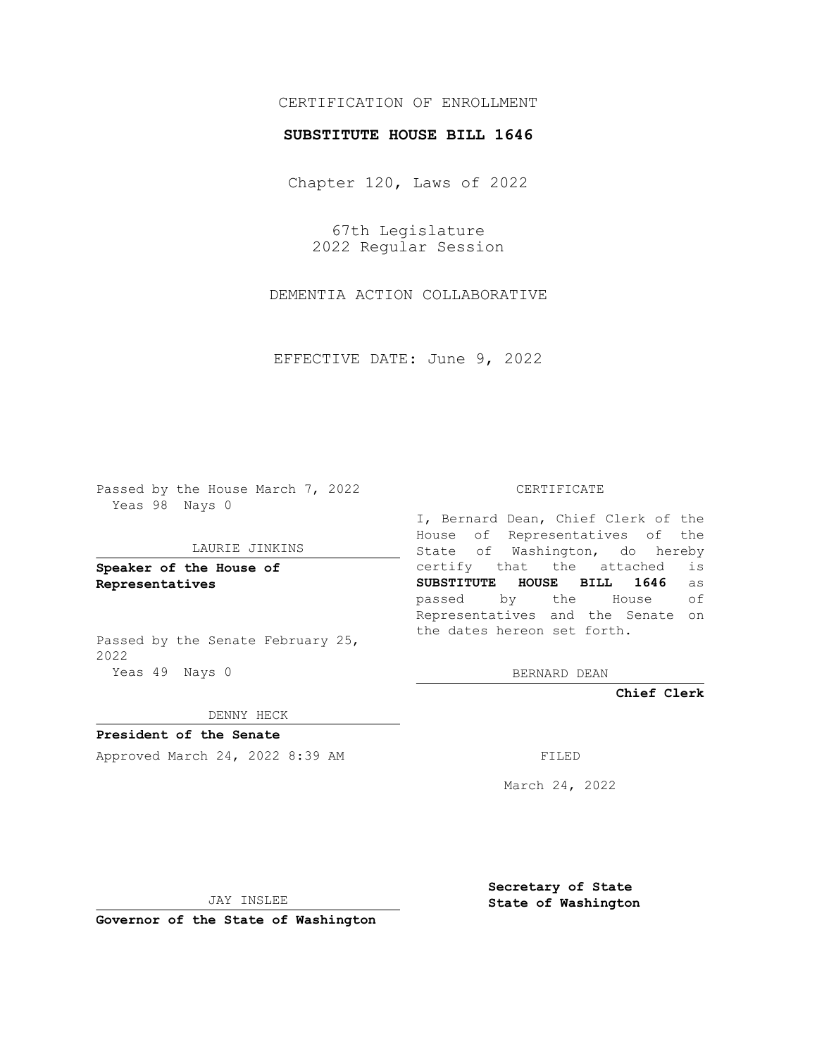CERTIFICATION OF ENROLLMENT

**SUBSTITUTE HOUSE BILL 1646**

Chapter 120, Laws of 2022

67th Legislature
2022 Regular Session

DEMENTIA ACTION COLLABORATIVE

EFFECTIVE DATE: June 9, 2022

Passed by the House March 7, 2022
Yeas 98 Nays 0

LAURIE JINKINS

**Speaker of the House of Representatives**

Passed by the Senate February 25, 2022
Yeas 49 Nays 0

DENNY HECK

**President of the Senate**

Approved March 24, 2022 8:39 AM

JAY INSLEE

**Governor of the State of Washington**

CERTIFICATE

I, Bernard Dean, Chief Clerk of the House of Representatives of the State of Washington, do hereby certify that the attached is **SUBSTITUTE HOUSE BILL 1646** as passed by the House of Representatives and the Senate on the dates hereon set forth.

BERNARD DEAN

**Chief Clerk**

FILED

March 24, 2022

**Secretary of State**
**State of Washington**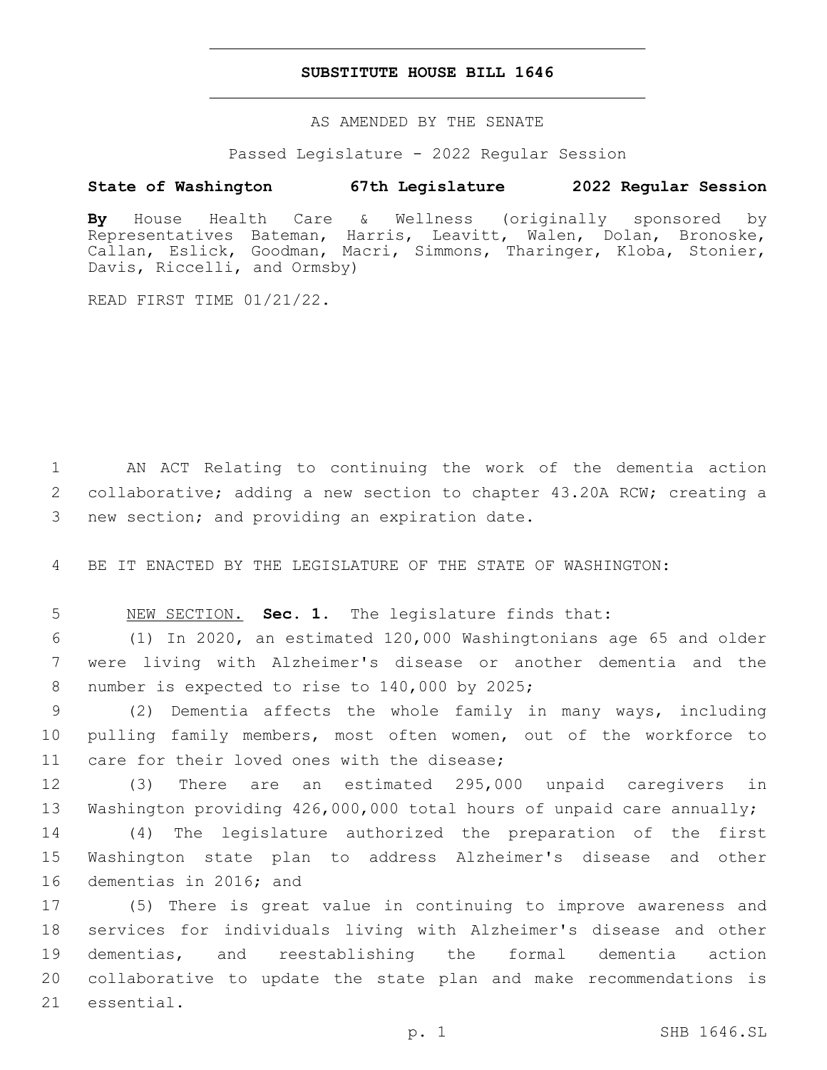# SUBSTITUTE HOUSE BILL 1646

AS AMENDED BY THE SENATE

Passed Legislature - 2022 Regular Session

**State of Washington 67th Legislature 2022 Regular Session**

**By** House Health Care & Wellness (originally sponsored by Representatives Bateman, Harris, Leavitt, Walen, Dolan, Bronoske, Callan, Eslick, Goodman, Macri, Simmons, Tharinger, Kloba, Stonier, Davis, Riccelli, and Ormsby)

READ FIRST TIME 01/21/22.

AN ACT Relating to continuing the work of the dementia action collaborative; adding a new section to chapter 43.20A RCW; creating a new section; and providing an expiration date.

BE IT ENACTED BY THE LEGISLATURE OF THE STATE OF WASHINGTON:

NEW SECTION. **Sec. 1.** The legislature finds that:

(1) In 2020, an estimated 120,000 Washingtonians age 65 and older were living with Alzheimer's disease or another dementia and the number is expected to rise to 140,000 by 2025;

(2) Dementia affects the whole family in many ways, including pulling family members, most often women, out of the workforce to care for their loved ones with the disease;

(3) There are an estimated 295,000 unpaid caregivers in Washington providing 426,000,000 total hours of unpaid care annually;

(4) The legislature authorized the preparation of the first Washington state plan to address Alzheimer's disease and other dementias in 2016; and

(5) There is great value in continuing to improve awareness and services for individuals living with Alzheimer's disease and other dementias, and reestablishing the formal dementia action collaborative to update the state plan and make recommendations is essential.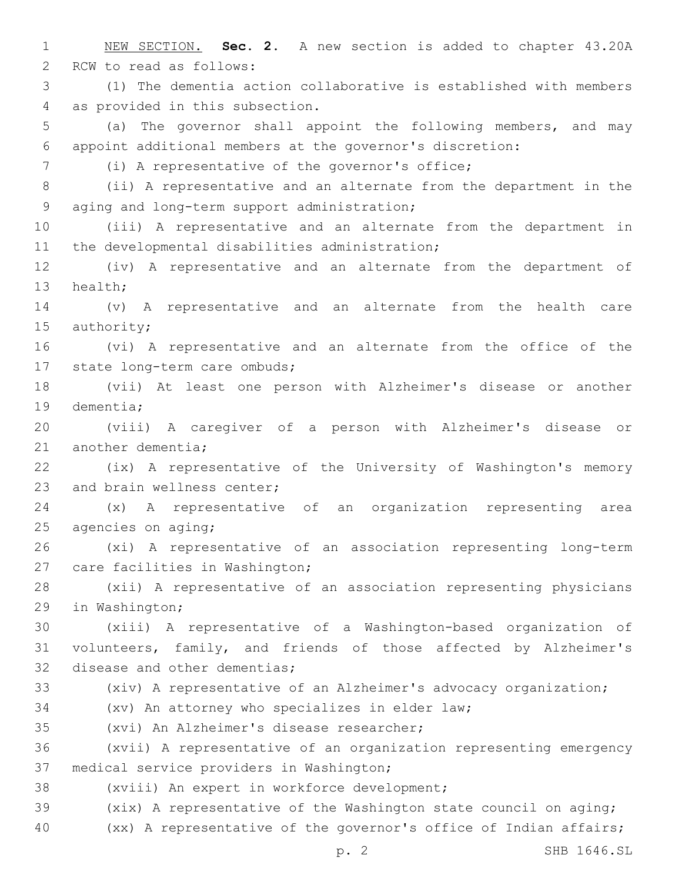NEW SECTION. **Sec. 2.** A new section is added to chapter 43.20A RCW to read as follows:

(1) The dementia action collaborative is established with members as provided in this subsection.

(a) The governor shall appoint the following members, and may appoint additional members at the governor's discretion:

(i) A representative of the governor's office;

(ii) A representative and an alternate from the department in the aging and long-term support administration;

(iii) A representative and an alternate from the department in the developmental disabilities administration;

(iv) A representative and an alternate from the department of health;

(v) A representative and an alternate from the health care authority;

(vi) A representative and an alternate from the office of the state long-term care ombuds;

(vii) At least one person with Alzheimer's disease or another dementia;

(viii) A caregiver of a person with Alzheimer's disease or another dementia;

(ix) A representative of the University of Washington's memory and brain wellness center;

(x) A representative of an organization representing area agencies on aging;

(xi) A representative of an association representing long-term care facilities in Washington;

(xii) A representative of an association representing physicians in Washington;

(xiii) A representative of a Washington-based organization of volunteers, family, and friends of those affected by Alzheimer's disease and other dementias;

(xiv) A representative of an Alzheimer's advocacy organization;

(xv) An attorney who specializes in elder law;

(xvi) An Alzheimer's disease researcher;

(xvii) A representative of an organization representing emergency medical service providers in Washington;

(xviii) An expert in workforce development;

(xix) A representative of the Washington state council on aging;

(xx) A representative of the governor's office of Indian affairs;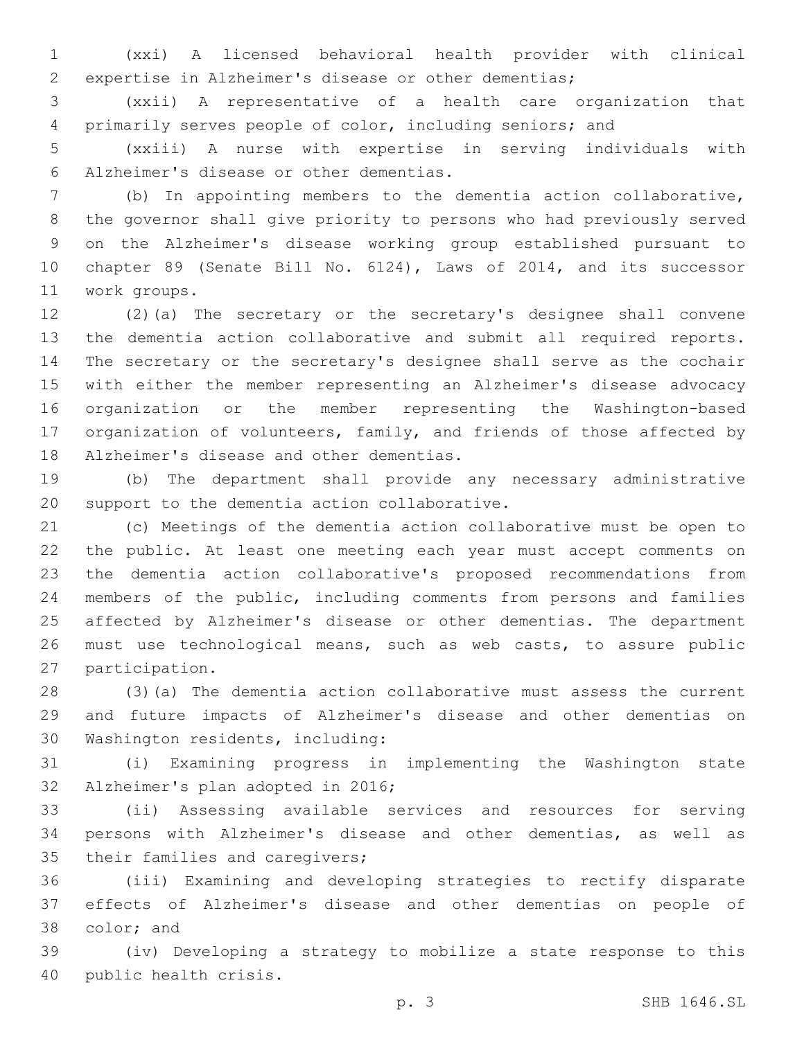(xxi) A licensed behavioral health provider with clinical expertise in Alzheimer's disease or other dementias;

(xxii) A representative of a health care organization that primarily serves people of color, including seniors; and

(xxiii) A nurse with expertise in serving individuals with Alzheimer's disease or other dementias.

(b) In appointing members to the dementia action collaborative, the governor shall give priority to persons who had previously served on the Alzheimer's disease working group established pursuant to chapter 89 (Senate Bill No. 6124), Laws of 2014, and its successor work groups.

(2)(a) The secretary or the secretary's designee shall convene the dementia action collaborative and submit all required reports. The secretary or the secretary's designee shall serve as the cochair with either the member representing an Alzheimer's disease advocacy organization or the member representing the Washington-based organization of volunteers, family, and friends of those affected by Alzheimer's disease and other dementias.

(b) The department shall provide any necessary administrative support to the dementia action collaborative.

(c) Meetings of the dementia action collaborative must be open to the public. At least one meeting each year must accept comments on the dementia action collaborative's proposed recommendations from members of the public, including comments from persons and families affected by Alzheimer's disease or other dementias. The department must use technological means, such as web casts, to assure public participation.

(3)(a) The dementia action collaborative must assess the current and future impacts of Alzheimer's disease and other dementias on Washington residents, including:

(i) Examining progress in implementing the Washington state Alzheimer's plan adopted in 2016;

(ii) Assessing available services and resources for serving persons with Alzheimer's disease and other dementias, as well as their families and caregivers;

(iii) Examining and developing strategies to rectify disparate effects of Alzheimer's disease and other dementias on people of color; and

(iv) Developing a strategy to mobilize a state response to this public health crisis.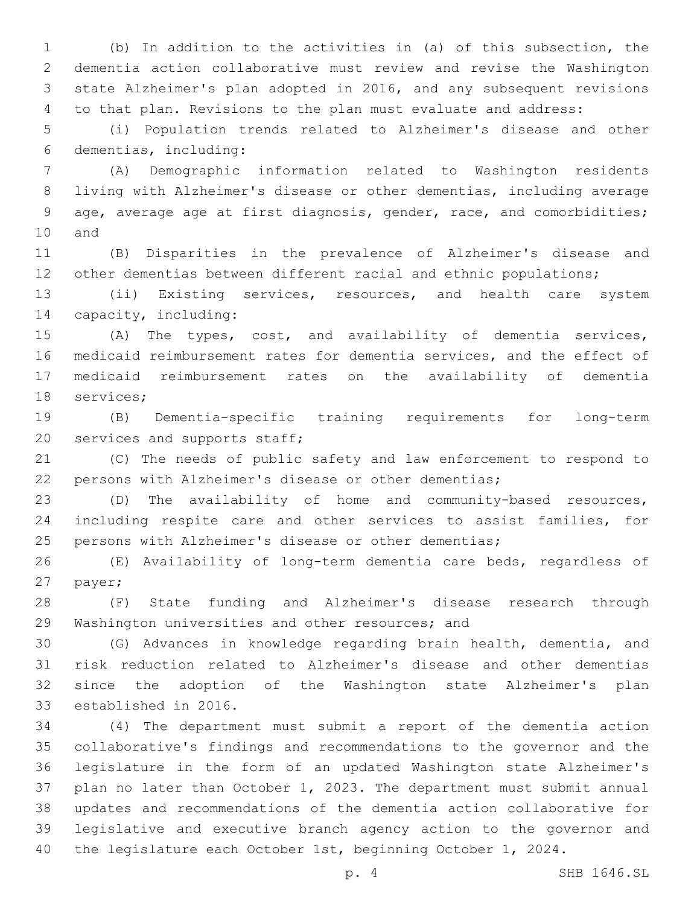(b) In addition to the activities in (a) of this subsection, the dementia action collaborative must review and revise the Washington state Alzheimer's plan adopted in 2016, and any subsequent revisions to that plan. Revisions to the plan must evaluate and address:

(i) Population trends related to Alzheimer's disease and other dementias, including:

(A) Demographic information related to Washington residents living with Alzheimer's disease or other dementias, including average age, average age at first diagnosis, gender, race, and comorbidities; and

(B) Disparities in the prevalence of Alzheimer's disease and other dementias between different racial and ethnic populations;

(ii) Existing services, resources, and health care system capacity, including:

(A) The types, cost, and availability of dementia services, medicaid reimbursement rates for dementia services, and the effect of medicaid reimbursement rates on the availability of dementia services;

(B) Dementia-specific training requirements for long-term services and supports staff;

(C) The needs of public safety and law enforcement to respond to persons with Alzheimer's disease or other dementias;

(D) The availability of home and community-based resources, including respite care and other services to assist families, for persons with Alzheimer's disease or other dementias;

(E) Availability of long-term dementia care beds, regardless of payer;

(F) State funding and Alzheimer's disease research through Washington universities and other resources; and

(G) Advances in knowledge regarding brain health, dementia, and risk reduction related to Alzheimer's disease and other dementias since the adoption of the Washington state Alzheimer's plan established in 2016.

(4) The department must submit a report of the dementia action collaborative's findings and recommendations to the governor and the legislature in the form of an updated Washington state Alzheimer's plan no later than October 1, 2023. The department must submit annual updates and recommendations of the dementia action collaborative for legislative and executive branch agency action to the governor and the legislature each October 1st, beginning October 1, 2024.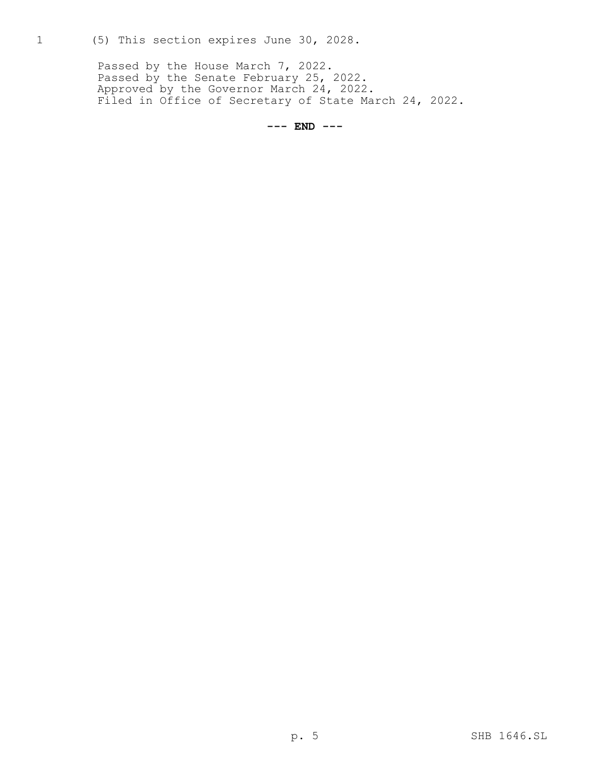(5) This section expires June 30, 2028.

Passed by the House March 7, 2022.
Passed by the Senate February 25, 2022.
Approved by the Governor March 24, 2022.
Filed in Office of Secretary of State March 24, 2022.

**--- END ---**